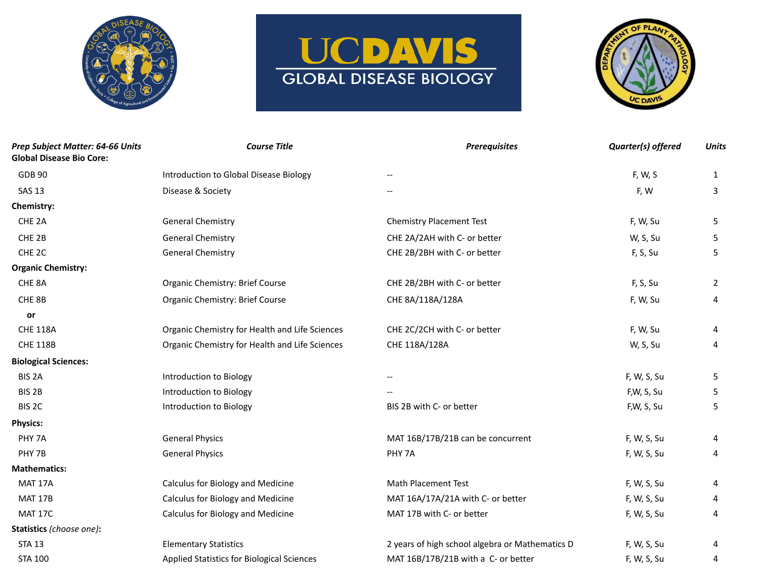# UC DAVIS GLOBAL DISEASE BIOLOGY

| *Prep Subject Matter: 64-66 Units* | *Course Title* | *Prerequisites* | *Quarter(s) offered* | *Units* |
|---|---|---|---|---|
| **Global Disease Bio Core:** | | | | |
| GDB 90 | Introduction to Global Disease Biology | -- | F, W, S | 1 |
| SAS 13 | Disease & Society | -- | F, W | 3 |
| **Chemistry:** | | | | |
| CHE 2A | General Chemistry | Chemistry Placement Test | F, W, Su | 5 |
| CHE 2B | General Chemistry | CHE 2A/2AH with C- or better | W, S, Su | 5 |
| CHE 2C | General Chemistry | CHE 2B/2BH with C- or better | F, S, Su | 5 |
| **Organic Chemistry:** | | | | |
| CHE 8A | Organic Chemistry: Brief Course | CHE 2B/2BH with C- or better | F, S, Su | 2 |
| CHE 8B | Organic Chemistry: Brief Course | CHE 8A/118A/128A | F, W, Su | 4 |
| **or** | | | | |
| CHE 118A | Organic Chemistry for Health and Life Sciences | CHE 2C/2CH with C- or better | F, W, Su | 4 |
| CHE 118B | Organic Chemistry for Health and Life Sciences | CHE 118A/128A | W, S, Su | 4 |
| **Biological Sciences:** | | | | |
| BIS 2A | Introduction to Biology | -- | F, W, S, Su | 5 |
| BIS 2B | Introduction to Biology | -- | F,W, S, Su | 5 |
| BIS 2C | Introduction to Biology | BIS 2B with C- or better | F,W, S, Su | 5 |
| **Physics:** | | | | |
| PHY 7A | General Physics | MAT 16B/17B/21B can be concurrent | F, W, S, Su | 4 |
| PHY 7B | General Physics | PHY 7A | F, W, S, Su | 4 |
| **Mathematics:** | | | | |
| MAT 17A | Calculus for Biology and Medicine | Math Placement Test | F, W, S, Su | 4 |
| MAT 17B | Calculus for Biology and Medicine | MAT 16A/17A/21A with C- or better | F, W, S, Su | 4 |
| MAT 17C | Calculus for Biology and Medicine | MAT 17B with C- or better | F, W, S, Su | 4 |
| **Statistics** *(choose one)***:** | | | | |
| STA 13 | Elementary Statistics | 2 years of high school algebra or Mathematics D | F, W, S, Su | 4 |
| STA 100 | Applied Statistics for Biological Sciences | MAT 16B/17B/21B with a C- or better | F, W, S, Su | 4 |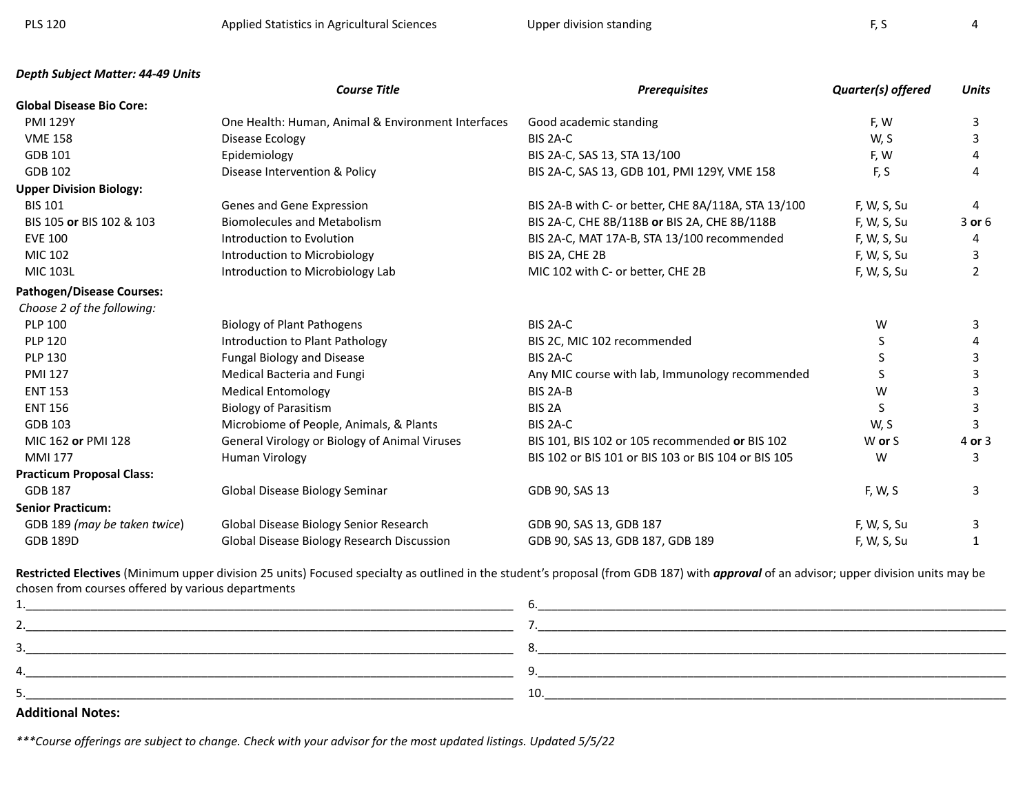| | | | | |
|---|---|---|---|---|
| PLS 120 | Applied Statistics in Agricultural Sciences | Upper division standing | F, S | 4 |

***Depth Subject Matter: 44-49 Units***

| | *Course Title* | *Prerequisites* | *Quarter(s) offered* | *Units* |
|---|---|---|---|---|
| **Global Disease Bio Core:** | | | | |
| PMI 129Y | One Health: Human, Animal & Environment Interfaces | Good academic standing | F, W | 3 |
| VME 158 | Disease Ecology | BIS 2A-C | W, S | 3 |
| GDB 101 | Epidemiology | BIS 2A-C, SAS 13, STA 13/100 | F, W | 4 |
| GDB 102 | Disease Intervention & Policy | BIS 2A-C, SAS 13, GDB 101, PMI 129Y, VME 158 | F, S | 4 |
| **Upper Division Biology:** | | | | |
| BIS 101 | Genes and Gene Expression | BIS 2A-B with C- or better, CHE 8A/118A, STA 13/100 | F, W, S, Su | 4 |
| BIS 105 **or** BIS 102 & 103 | Biomolecules and Metabolism | BIS 2A-C, CHE 8B/118B **or** BIS 2A, CHE 8B/118B | F, W, S, Su | 3 **or** 6 |
| EVE 100 | Introduction to Evolution | BIS 2A-C, MAT 17A-B, STA 13/100 recommended | F, W, S, Su | 4 |
| MIC 102 | Introduction to Microbiology | BIS 2A, CHE 2B | F, W, S, Su | 3 |
| MIC 103L | Introduction to Microbiology Lab | MIC 102 with C- or better, CHE 2B | F, W, S, Su | 2 |
| **Pathogen/Disease Courses:** | | | | |
| *Choose 2 of the following:* | | | | |
| PLP 100 | Biology of Plant Pathogens | BIS 2A-C | W | 3 |
| PLP 120 | Introduction to Plant Pathology | BIS 2C, MIC 102 recommended | S | 4 |
| PLP 130 | Fungal Biology and Disease | BIS 2A-C | S | 3 |
| PMI 127 | Medical Bacteria and Fungi | Any MIC course with lab, Immunology recommended | S | 3 |
| ENT 153 | Medical Entomology | BIS 2A-B | W | 3 |
| ENT 156 | Biology of Parasitism | BIS 2A | S | 3 |
| GDB 103 | Microbiome of People, Animals, & Plants | BIS 2A-C | W, S | 3 |
| MIC 162 **or** PMI 128 | General Virology or Biology of Animal Viruses | BIS 101, BIS 102 or 105 recommended **or** BIS 102 | W **or** S | 4 **or** 3 |
| MMI 177 | Human Virology | BIS 102 or BIS 101 or BIS 103 or BIS 104 or BIS 105 | W | 3 |
| **Practicum Proposal Class:** | | | | |
| GDB 187 | Global Disease Biology Seminar | GDB 90, SAS 13 | F, W, S | 3 |
| **Senior Practicum:** | | | | |
| GDB 189 *(may be taken twice)* | Global Disease Biology Senior Research | GDB 90, SAS 13, GDB 187 | F, W, S, Su | 3 |
| GDB 189D | Global Disease Biology Research Discussion | GDB 90, SAS 13, GDB 187, GDB 189 | F, W, S, Su | 1 |

**Restricted Electives** (Minimum upper division 25 units) Focused specialty as outlined in the student's proposal (from GDB 187) with ***approval*** of an advisor; upper division units may be chosen from courses offered by various departments

1.______________________________________

2.______________________________________

3.______________________________________

4.______________________________________

5.______________________________________

6.______________________________________

7.______________________________________

8.______________________________________

9.______________________________________

10.______________________________________

**Additional Notes:**

****Course offerings are subject to change. Check with your advisor for the most updated listings. Updated 5/5/22*